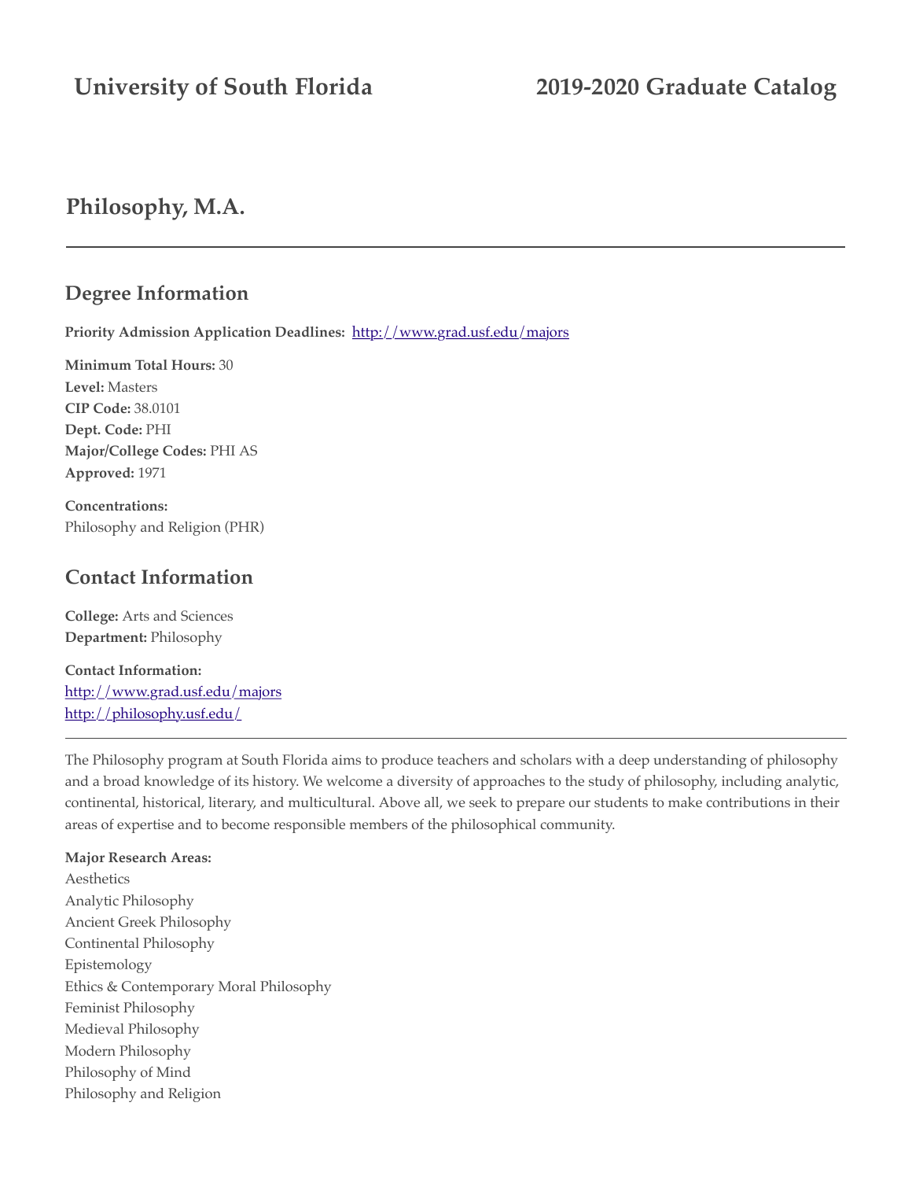University of South Florida 2019-2020 Graduate Catalog

# Philosophy, M.A.

## Degree Information

**Priority Admission Application Deadlines:** http://www.grad.usf.edu/majors

**Minimum Total Hours:** 30
**Level:** Masters
**CIP Code:** 38.0101
**Dept. Code:** PHI
**Major/College Codes:** PHI AS
**Approved:** 1971

**Concentrations:**
Philosophy and Religion (PHR)

## Contact Information

**College:** Arts and Sciences
**Department:** Philosophy

**Contact Information:**
http://www.grad.usf.edu/majors
http://philosophy.usf.edu/

---

The Philosophy program at South Florida aims to produce teachers and scholars with a deep understanding of philosophy and a broad knowledge of its history. We welcome a diversity of approaches to the study of philosophy, including analytic, continental, historical, literary, and multicultural. Above all, we seek to prepare our students to make contributions in their areas of expertise and to become responsible members of the philosophical community.

**Major Research Areas:**
Aesthetics
Analytic Philosophy
Ancient Greek Philosophy
Continental Philosophy
Epistemology
Ethics & Contemporary Moral Philosophy
Feminist Philosophy
Medieval Philosophy
Modern Philosophy
Philosophy of Mind
Philosophy and Religion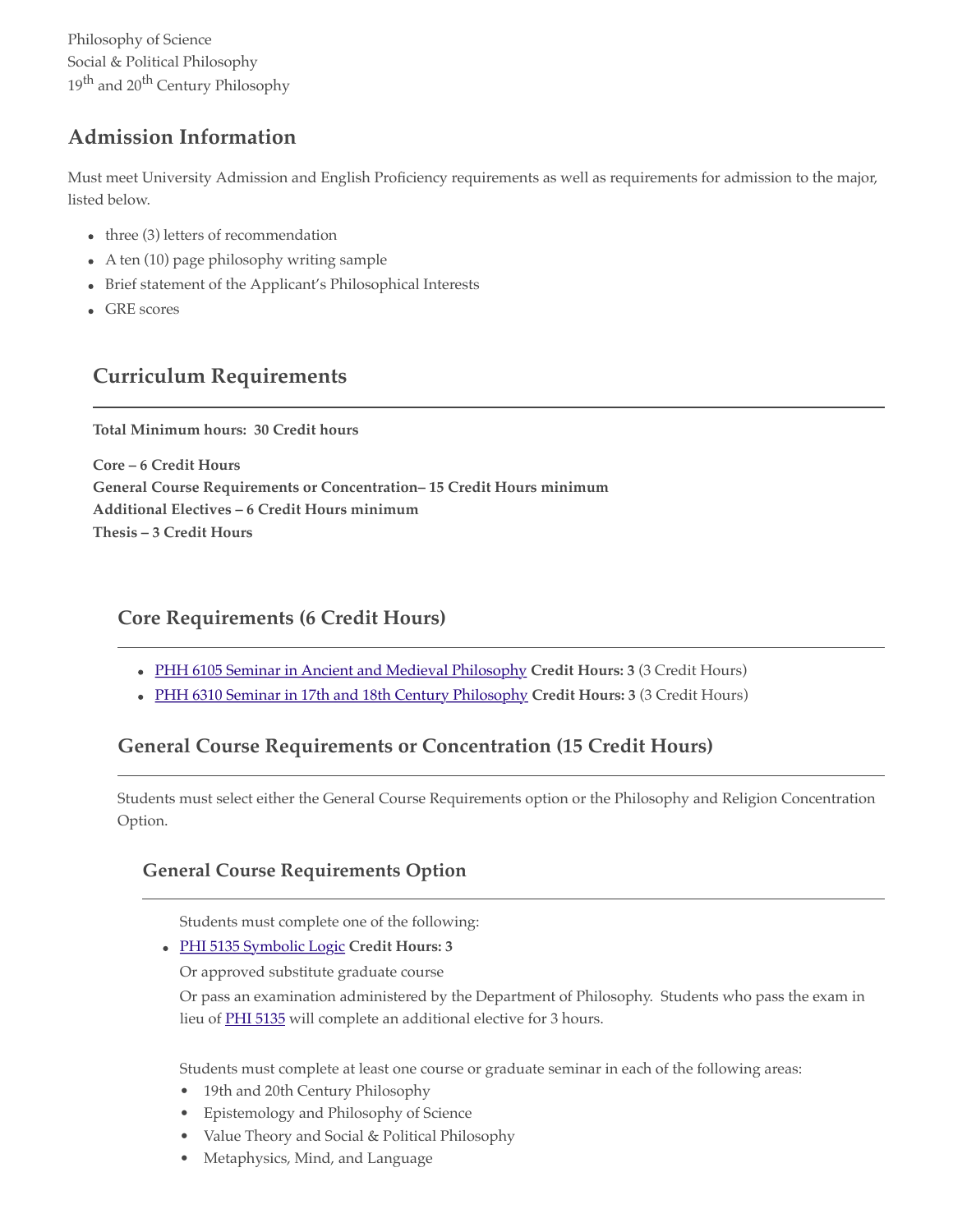Philosophy of Science
Social & Political Philosophy
19th and 20th Century Philosophy

## Admission Information

Must meet University Admission and English Proficiency requirements as well as requirements for admission to the major, listed below.

- three (3) letters of recommendation
- A ten (10) page philosophy writing sample
- Brief statement of the Applicant's Philosophical Interests
- GRE scores

## Curriculum Requirements

**Total Minimum hours: 30 Credit hours**

**Core – 6 Credit Hours**
**General Course Requirements or Concentration– 15 Credit Hours minimum**
**Additional Electives – 6 Credit Hours minimum**
**Thesis – 3 Credit Hours**

### Core Requirements (6 Credit Hours)

- PHH 6105 Seminar in Ancient and Medieval Philosophy **Credit Hours: 3** (3 Credit Hours)
- PHH 6310 Seminar in 17th and 18th Century Philosophy **Credit Hours: 3** (3 Credit Hours)

### General Course Requirements or Concentration (15 Credit Hours)

Students must select either the General Course Requirements option or the Philosophy and Religion Concentration Option.

#### General Course Requirements Option

Students must complete one of the following:

- PHI 5135 Symbolic Logic **Credit Hours: 3**

  Or approved substitute graduate course

  Or pass an examination administered by the Department of Philosophy. Students who pass the exam in lieu of PHI 5135 will complete an additional elective for 3 hours.

Students must complete at least one course or graduate seminar in each of the following areas:

- 19th and 20th Century Philosophy
- Epistemology and Philosophy of Science
- Value Theory and Social & Political Philosophy
- Metaphysics, Mind, and Language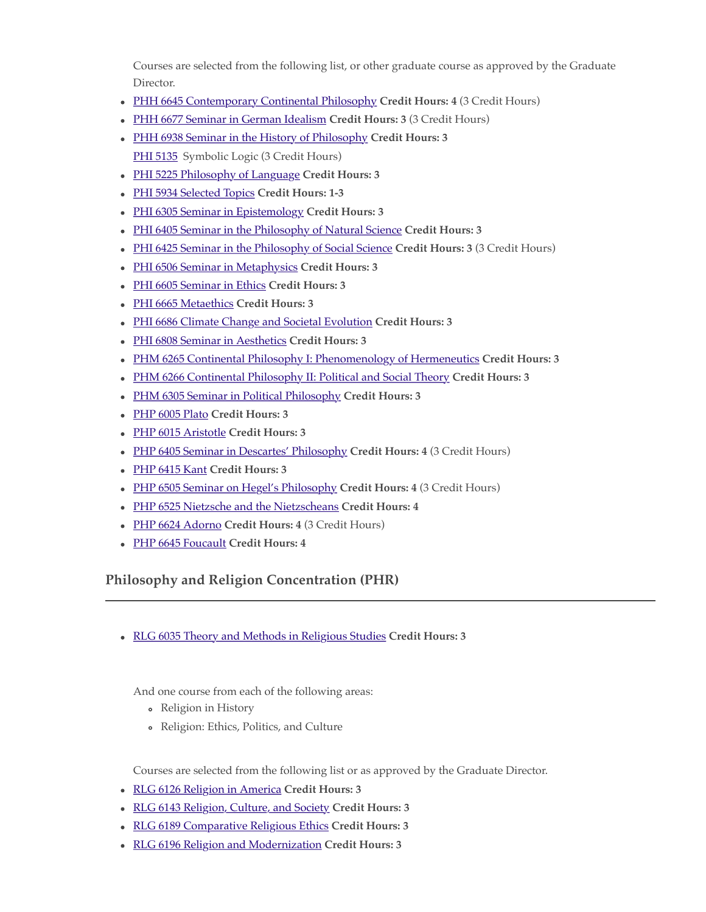Courses are selected from the following list, or other graduate course as approved by the Graduate Director.

- PHH 6645 Contemporary Continental Philosophy **Credit Hours: 4** (3 Credit Hours)
- PHH 6677 Seminar in German Idealism **Credit Hours: 3** (3 Credit Hours)
- PHH 6938 Seminar in the History of Philosophy **Credit Hours: 3**
  PHI 5135 Symbolic Logic (3 Credit Hours)
- PHI 5225 Philosophy of Language **Credit Hours: 3**
- PHI 5934 Selected Topics **Credit Hours: 1-3**
- PHI 6305 Seminar in Epistemology **Credit Hours: 3**
- PHI 6405 Seminar in the Philosophy of Natural Science **Credit Hours: 3**
- PHI 6425 Seminar in the Philosophy of Social Science **Credit Hours: 3** (3 Credit Hours)
- PHI 6506 Seminar in Metaphysics **Credit Hours: 3**
- PHI 6605 Seminar in Ethics **Credit Hours: 3**
- PHI 6665 Metaethics **Credit Hours: 3**
- PHI 6686 Climate Change and Societal Evolution **Credit Hours: 3**
- PHI 6808 Seminar in Aesthetics **Credit Hours: 3**
- PHM 6265 Continental Philosophy I: Phenomenology of Hermeneutics **Credit Hours: 3**
- PHM 6266 Continental Philosophy II: Political and Social Theory **Credit Hours: 3**
- PHM 6305 Seminar in Political Philosophy **Credit Hours: 3**
- PHP 6005 Plato **Credit Hours: 3**
- PHP 6015 Aristotle **Credit Hours: 3**
- PHP 6405 Seminar in Descartes' Philosophy **Credit Hours: 4** (3 Credit Hours)
- PHP 6415 Kant **Credit Hours: 3**
- PHP 6505 Seminar on Hegel's Philosophy **Credit Hours: 4** (3 Credit Hours)
- PHP 6525 Nietzsche and the Nietzscheans **Credit Hours: 4**
- PHP 6624 Adorno **Credit Hours: 4** (3 Credit Hours)
- PHP 6645 Foucault **Credit Hours: 4**

## Philosophy and Religion Concentration (PHR)

- RLG 6035 Theory and Methods in Religious Studies **Credit Hours: 3**

And one course from each of the following areas:

- Religion in History
- Religion: Ethics, Politics, and Culture

Courses are selected from the following list or as approved by the Graduate Director.

- RLG 6126 Religion in America **Credit Hours: 3**
- RLG 6143 Religion, Culture, and Society **Credit Hours: 3**
- RLG 6189 Comparative Religious Ethics **Credit Hours: 3**
- RLG 6196 Religion and Modernization **Credit Hours: 3**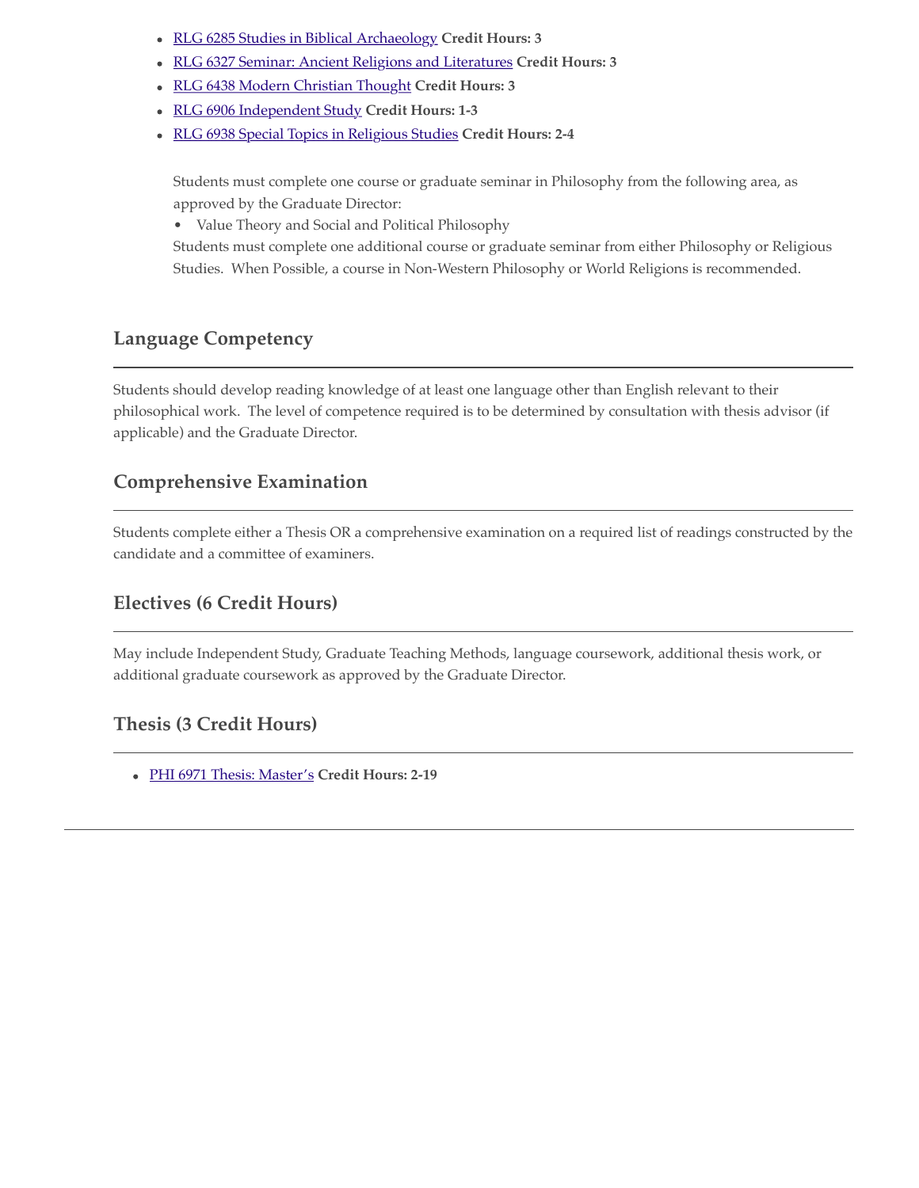- RLG 6285 Studies in Biblical Archaeology **Credit Hours: 3**
- RLG 6327 Seminar: Ancient Religions and Literatures **Credit Hours: 3**
- RLG 6438 Modern Christian Thought **Credit Hours: 3**
- RLG 6906 Independent Study **Credit Hours: 1-3**
- RLG 6938 Special Topics in Religious Studies **Credit Hours: 2-4**

Students must complete one course or graduate seminar in Philosophy from the following area, as approved by the Graduate Director:

- Value Theory and Social and Political Philosophy

Students must complete one additional course or graduate seminar from either Philosophy or Religious Studies. When Possible, a course in Non-Western Philosophy or World Religions is recommended.

## Language Competency

Students should develop reading knowledge of at least one language other than English relevant to their philosophical work. The level of competence required is to be determined by consultation with thesis advisor (if applicable) and the Graduate Director.

## Comprehensive Examination

Students complete either a Thesis OR a comprehensive examination on a required list of readings constructed by the candidate and a committee of examiners.

## Electives (6 Credit Hours)

May include Independent Study, Graduate Teaching Methods, language coursework, additional thesis work, or additional graduate coursework as approved by the Graduate Director.

## Thesis (3 Credit Hours)

- PHI 6971 Thesis: Master's **Credit Hours: 2-19**